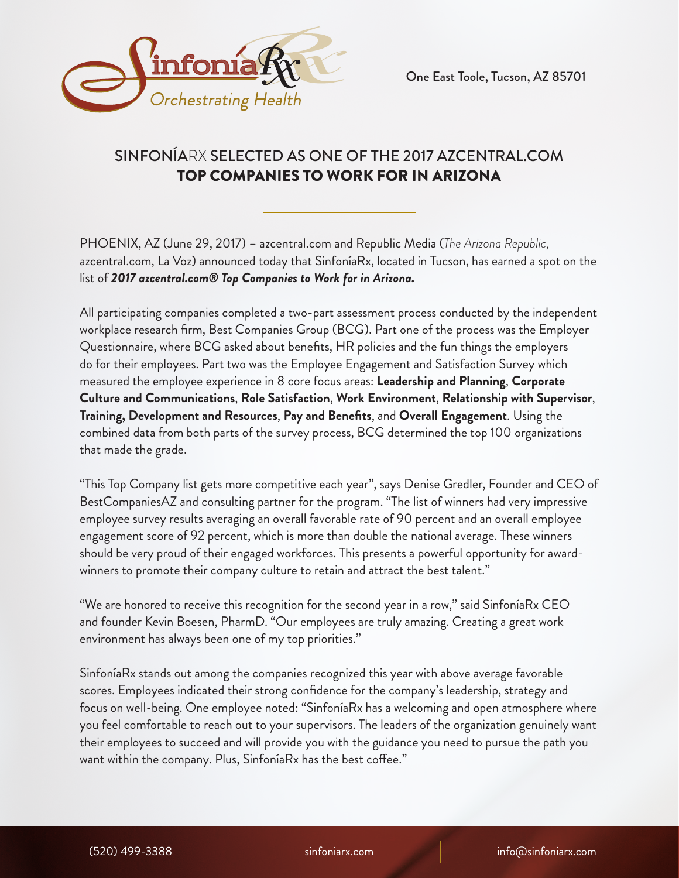SinfoníaRx
Orchestrating Health

One East Toole, Tucson, AZ 85701

# SINFONÍARX SELECTED AS ONE OF THE 2017 AZCENTRAL.COM **TOP COMPANIES TO WORK FOR IN ARIZONA**

---

PHOENIX, AZ (June 29, 2017) – azcentral.com and Republic Media (*The Arizona Republic,* azcentral.com, La Voz) announced today that SinfoníaRx, located in Tucson, has earned a spot on the list of ***2017 azcentral.com® Top Companies to Work for in Arizona.***

All participating companies completed a two-part assessment process conducted by the independent workplace research firm, Best Companies Group (BCG). Part one of the process was the Employer Questionnaire, where BCG asked about benefits, HR policies and the fun things the employers do for their employees. Part two was the Employee Engagement and Satisfaction Survey which measured the employee experience in 8 core focus areas: **Leadership and Planning**, **Corporate Culture and Communications**, **Role Satisfaction**, **Work Environment**, **Relationship with Supervisor**, **Training, Development and Resources**, **Pay and Benefits**, and **Overall Engagement**. Using the combined data from both parts of the survey process, BCG determined the top 100 organizations that made the grade.

"This Top Company list gets more competitive each year", says Denise Gredler, Founder and CEO of BestCompaniesAZ and consulting partner for the program. "The list of winners had very impressive employee survey results averaging an overall favorable rate of 90 percent and an overall employee engagement score of 92 percent, which is more than double the national average. These winners should be very proud of their engaged workforces. This presents a powerful opportunity for award-winners to promote their company culture to retain and attract the best talent."

"We are honored to receive this recognition for the second year in a row," said SinfoníaRx CEO and founder Kevin Boesen, PharmD. "Our employees are truly amazing. Creating a great work environment has always been one of my top priorities."

SinfoníaRx stands out among the companies recognized this year with above average favorable scores. Employees indicated their strong confidence for the company's leadership, strategy and focus on well-being. One employee noted: "SinfoníaRx has a welcoming and open atmosphere where you feel comfortable to reach out to your supervisors. The leaders of the organization genuinely want their employees to succeed and will provide you with the guidance you need to pursue the path you want within the company. Plus, SinfoníaRx has the best coffee."

(520) 499-3388 | sinfoniarx.com | info@sinfoniarx.com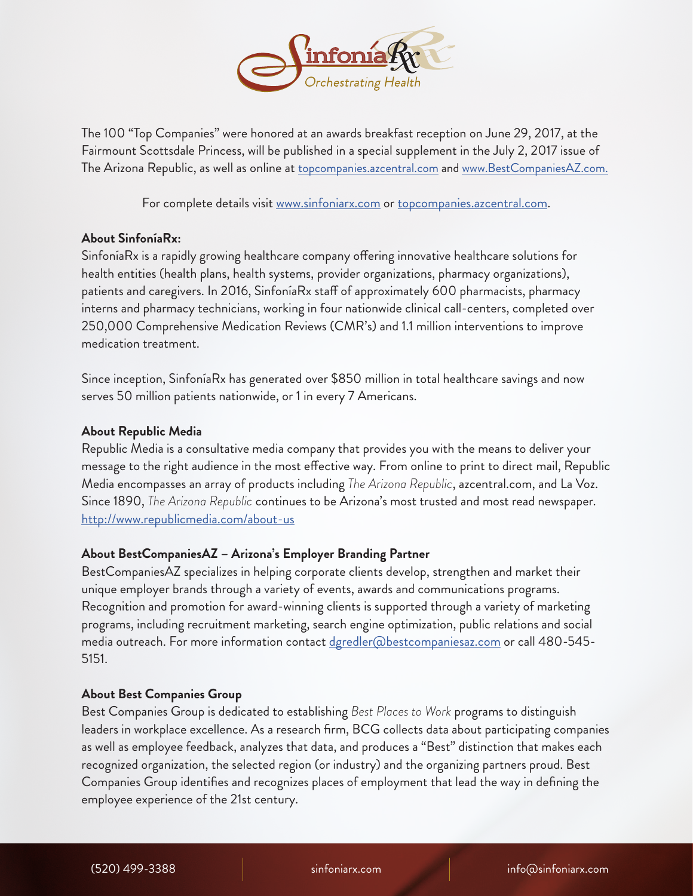The 100 "Top Companies" were honored at an awards breakfast reception on June 29, 2017, at the Fairmount Scottsdale Princess, will be published in a special supplement in the July 2, 2017 issue of The Arizona Republic, as well as online at topcompanies.azcentral.com and www.BestCompaniesAZ.com.

For complete details visit www.sinfoniarx.com or topcompanies.azcentral.com.

**About SinfoníaRx:**

SinfoníaRx is a rapidly growing healthcare company offering innovative healthcare solutions for health entities (health plans, health systems, provider organizations, pharmacy organizations), patients and caregivers. In 2016, SinfoníaRx staff of approximately 600 pharmacists, pharmacy interns and pharmacy technicians, working in four nationwide clinical call-centers, completed over 250,000 Comprehensive Medication Reviews (CMR's) and 1.1 million interventions to improve medication treatment.

Since inception, SinfoníaRx has generated over $850 million in total healthcare savings and now serves 50 million patients nationwide, or 1 in every 7 Americans.

**About Republic Media**

Republic Media is a consultative media company that provides you with the means to deliver your message to the right audience in the most effective way. From online to print to direct mail, Republic Media encompasses an array of products including *The Arizona Republic*, azcentral.com, and La Voz. Since 1890, *The Arizona Republic* continues to be Arizona's most trusted and most read newspaper. http://www.republicmedia.com/about-us

**About BestCompaniesAZ – Arizona's Employer Branding Partner**

BestCompaniesAZ specializes in helping corporate clients develop, strengthen and market their unique employer brands through a variety of events, awards and communications programs. Recognition and promotion for award-winning clients is supported through a variety of marketing programs, including recruitment marketing, search engine optimization, public relations and social media outreach. For more information contact dgredler@bestcompaniesaz.com or call 480-545-5151.

**About Best Companies Group**

Best Companies Group is dedicated to establishing *Best Places to Work* programs to distinguish leaders in workplace excellence. As a research firm, BCG collects data about participating companies as well as employee feedback, analyzes that data, and produces a "Best" distinction that makes each recognized organization, the selected region (or industry) and the organizing partners proud. Best Companies Group identifies and recognizes places of employment that lead the way in defining the employee experience of the 21st century.